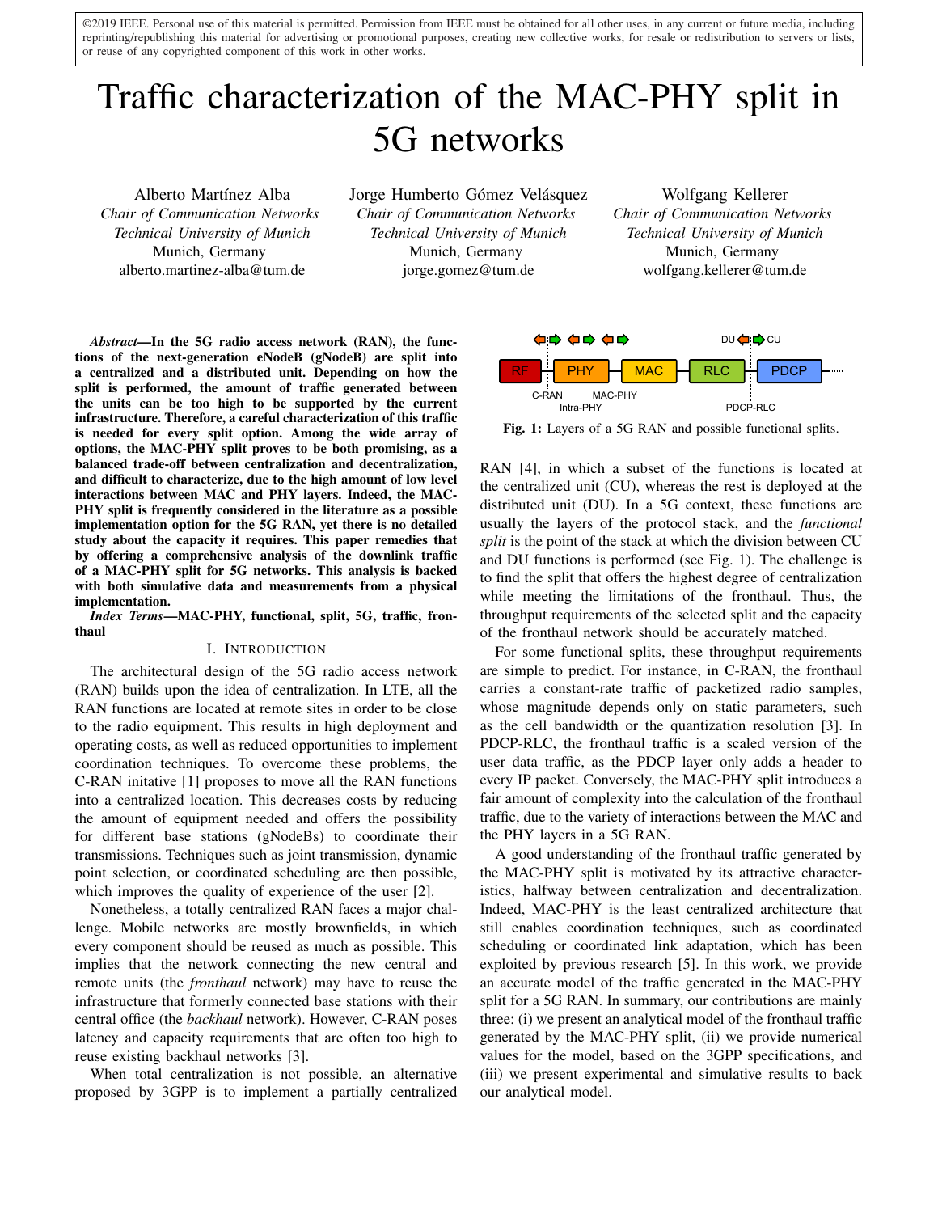©2019 IEEE. Personal use of this material is permitted. Permission from IEEE must be obtained for all other uses, in any current or future media, including reprinting/republishing this material for advertising or promotional purposes, creating new collective works, for resale or redistribution to servers or lists, or reuse of any copyrighted component of this work in other works.

# Traffic characterization of the MAC-PHY split in 5G networks

Alberto Martínez Alba
*Chair of Communication Networks*
*Technical University of Munich*
Munich, Germany
alberto.martinez-alba@tum.de

Jorge Humberto Gómez Velásquez
*Chair of Communication Networks*
*Technical University of Munich*
Munich, Germany
jorge.gomez@tum.de

Wolfgang Kellerer
*Chair of Communication Networks*
*Technical University of Munich*
Munich, Germany
wolfgang.kellerer@tum.de

***Abstract*—In the 5G radio access network (RAN), the functions of the next-generation eNodeB (gNodeB) are split into a centralized and a distributed unit. Depending on how the split is performed, the amount of traffic generated between the units can be too high to be supported by the current infrastructure. Therefore, a careful characterization of this traffic is needed for every split option. Among the wide array of options, the MAC-PHY split proves to be both promising, as a balanced trade-off between centralization and decentralization, and difficult to characterize, due to the high amount of low level interactions between MAC and PHY layers. Indeed, the MAC-PHY split is frequently considered in the literature as a possible implementation option for the 5G RAN, yet there is no detailed study about the capacity it requires. This paper remedies that by offering a comprehensive analysis of the downlink traffic of a MAC-PHY split for 5G networks. This analysis is backed with both simulative data and measurements from a physical implementation.**

***Index Terms*—MAC-PHY, functional, split, 5G, traffic, fronthaul**

## I. Introduction

The architectural design of the 5G radio access network (RAN) builds upon the idea of centralization. In LTE, all the RAN functions are located at remote sites in order to be close to the radio equipment. This results in high deployment and operating costs, as well as reduced opportunities to implement coordination techniques. To overcome these problems, the C-RAN initative [1] proposes to move all the RAN functions into a centralized location. This decreases costs by reducing the amount of equipment needed and offers the possibility for different base stations (gNodeBs) to coordinate their transmissions. Techniques such as joint transmission, dynamic point selection, or coordinated scheduling are then possible, which improves the quality of experience of the user [2].

Nonetheless, a totally centralized RAN faces a major challenge. Mobile networks are mostly brownfields, in which every component should be reused as much as possible. This implies that the network connecting the new central and remote units (the *fronthaul* network) may have to reuse the infrastructure that formerly connected base stations with their central office (the *backhaul* network). However, C-RAN poses latency and capacity requirements that are often too high to reuse existing backhaul networks [3].

When total centralization is not possible, an alternative proposed by 3GPP is to implement a partially centralized RAN [4], in which a subset of the functions is located at the centralized unit (CU), whereas the rest is deployed at the distributed unit (DU). In a 5G context, these functions are usually the layers of the protocol stack, and the *functional split* is the point of the stack at which the division between CU and DU functions is performed (see Fig. 1). The challenge is to find the split that offers the highest degree of centralization while meeting the limitations of the fronthaul. Thus, the throughput requirements of the selected split and the capacity of the fronthaul network should be accurately matched.

**Fig. 1:** Layers of a 5G RAN and possible functional splits.

For some functional splits, these throughput requirements are simple to predict. For instance, in C-RAN, the fronthaul carries a constant-rate traffic of packetized radio samples, whose magnitude depends only on static parameters, such as the cell bandwidth or the quantization resolution [3]. In PDCP-RLC, the fronthaul traffic is a scaled version of the user data traffic, as the PDCP layer only adds a header to every IP packet. Conversely, the MAC-PHY split introduces a fair amount of complexity into the calculation of the fronthaul traffic, due to the variety of interactions between the MAC and the PHY layers in a 5G RAN.

A good understanding of the fronthaul traffic generated by the MAC-PHY split is motivated by its attractive characteristics, halfway between centralization and decentralization. Indeed, MAC-PHY is the least centralized architecture that still enables coordination techniques, such as coordinated scheduling or coordinated link adaptation, which has been exploited by previous research [5]. In this work, we provide an accurate model of the traffic generated in the MAC-PHY split for a 5G RAN. In summary, our contributions are mainly three: (i) we present an analytical model of the fronthaul traffic generated by the MAC-PHY split, (ii) we provide numerical values for the model, based on the 3GPP specifications, and (iii) we present experimental and simulative results to back our analytical model.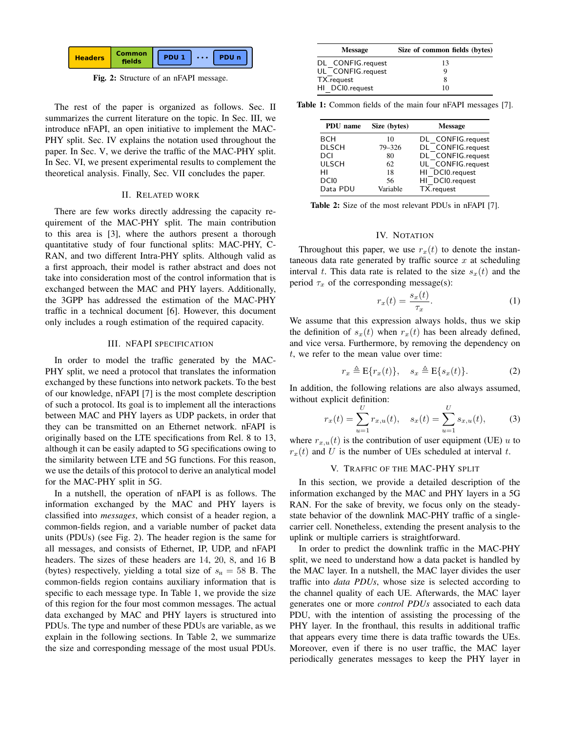Fig. 2: Structure of an nFAPI message.

The rest of the paper is organized as follows. Sec. II summarizes the current literature on the topic. In Sec. III, we introduce nFAPI, an open initiative to implement the MAC-PHY split. Sec. IV explains the notation used throughout the paper. In Sec. V, we derive the traffic of the MAC-PHY split. In Sec. VI, we present experimental results to complement the theoretical analysis. Finally, Sec. VII concludes the paper.

## II. Related Work

There are few works directly addressing the capacity requirement of the MAC-PHY split. The main contribution to this area is [3], where the authors present a thorough quantitative study of four functional splits: MAC-PHY, C-RAN, and two different Intra-PHY splits. Although valid as a first approach, their model is rather abstract and does not take into consideration most of the control information that is exchanged between the MAC and PHY layers. Additionally, the 3GPP has addressed the estimation of the MAC-PHY traffic in a technical document [6]. However, this document only includes a rough estimation of the required capacity.

## III. nFAPI Specification

In order to model the traffic generated by the MAC-PHY split, we need a protocol that translates the information exchanged by these functions into network packets. To the best of our knowledge, nFAPI [7] is the most complete description of such a protocol. Its goal is to implement all the interactions between MAC and PHY layers as UDP packets, in order that they can be transmitted on an Ethernet network. nFAPI is originally based on the LTE specifications from Rel. 8 to 13, although it can be easily adapted to 5G specifications owing to the similarity between LTE and 5G functions. For this reason, we use the details of this protocol to derive an analytical model for the MAC-PHY split in 5G.

In a nutshell, the operation of nFAPI is as follows. The information exchanged by the MAC and PHY layers is classified into *messages*, which consist of a header region, a common-fields region, and a variable number of packet data units (PDUs) (see Fig. 2). The header region is the same for all messages, and consists of Ethernet, IP, UDP, and nFAPI headers. The sizes of these headers are 14, 20, 8, and 16 B (bytes) respectively, yielding a total size of $s_{\text{H}} = 58$ B. The common-fields region contains auxiliary information that is specific to each message type. In Table 1, we provide the size of this region for the four most common messages. The actual data exchanged by MAC and PHY layers is structured into PDUs. The type and number of these PDUs are variable, as we explain in the following sections. In Table 2, we summarize the size and corresponding message of the most usual PDUs.

| Message | Size of common fields (bytes) |
|---|---|
| DL_CONFIG.request | 13 |
| UL_CONFIG.request | 9 |
| TX.request | 8 |
| HI_DCI0.request | 10 |

Table 1: Common fields of the main four nFAPI messages [7].

| PDU name | Size (bytes) | Message |
|---|---|---|
| BCH | 10 | DL_CONFIG.request |
| DLSCH | 79–326 | DL_CONFIG.request |
| DCI | 80 | DL_CONFIG.request |
| ULSCH | 62 | UL_CONFIG.request |
| HI | 18 | HI_DCI0.request |
| DCI0 | 56 | HI_DCI0.request |
| Data PDU | Variable | TX.request |

Table 2: Size of the most relevant PDUs in nFAPI [7].

## IV. Notation

Throughout this paper, we use $r_x(t)$ to denote the instantaneous data rate generated by traffic source $x$ at scheduling interval $t$. This data rate is related to the size $s_x(t)$ and the period $\tau_x$ of the corresponding message(s):

$$r_x(t) = \frac{s_x(t)}{\tau_x}. \tag{1}$$

We assume that this expression always holds, thus we skip the definition of $s_x(t)$ when $r_x(t)$ has been already defined, and vice versa. Furthermore, by removing the dependency on $t$, we refer to the mean value over time:

$$r_x \triangleq \mathrm{E}\{r_x(t)\}, \quad s_x \triangleq \mathrm{E}\{s_x(t)\}. \tag{2}$$

In addition, the following relations are also always assumed, without explicit definition:

$$r_x(t) = \sum_{u=1}^{U} r_{x,u}(t), \quad s_x(t) = \sum_{u=1}^{U} s_{x,u}(t), \tag{3}$$

where $r_{x,u}(t)$ is the contribution of user equipment (UE) $u$ to $r_x(t)$ and $U$ is the number of UEs scheduled at interval $t$.

## V. Traffic of the MAC-PHY Split

In this section, we provide a detailed description of the information exchanged by the MAC and PHY layers in a 5G RAN. For the sake of brevity, we focus only on the steady-state behavior of the downlink MAC-PHY traffic of a single-carrier cell. Nonetheless, extending the present analysis to the uplink or multiple carriers is straightforward.

In order to predict the downlink traffic in the MAC-PHY split, we need to understand how a data packet is handled by the MAC layer. In a nutshell, the MAC layer divides the user traffic into *data PDUs*, whose size is selected according to the channel quality of each UE. Afterwards, the MAC layer generates one or more *control PDUs* associated to each data PDU, with the intention of assisting the processing of the PHY layer. In the fronthaul, this results in additional traffic that appears every time there is data traffic towards the UEs. Moreover, even if there is no user traffic, the MAC layer periodically generates messages to keep the PHY layer in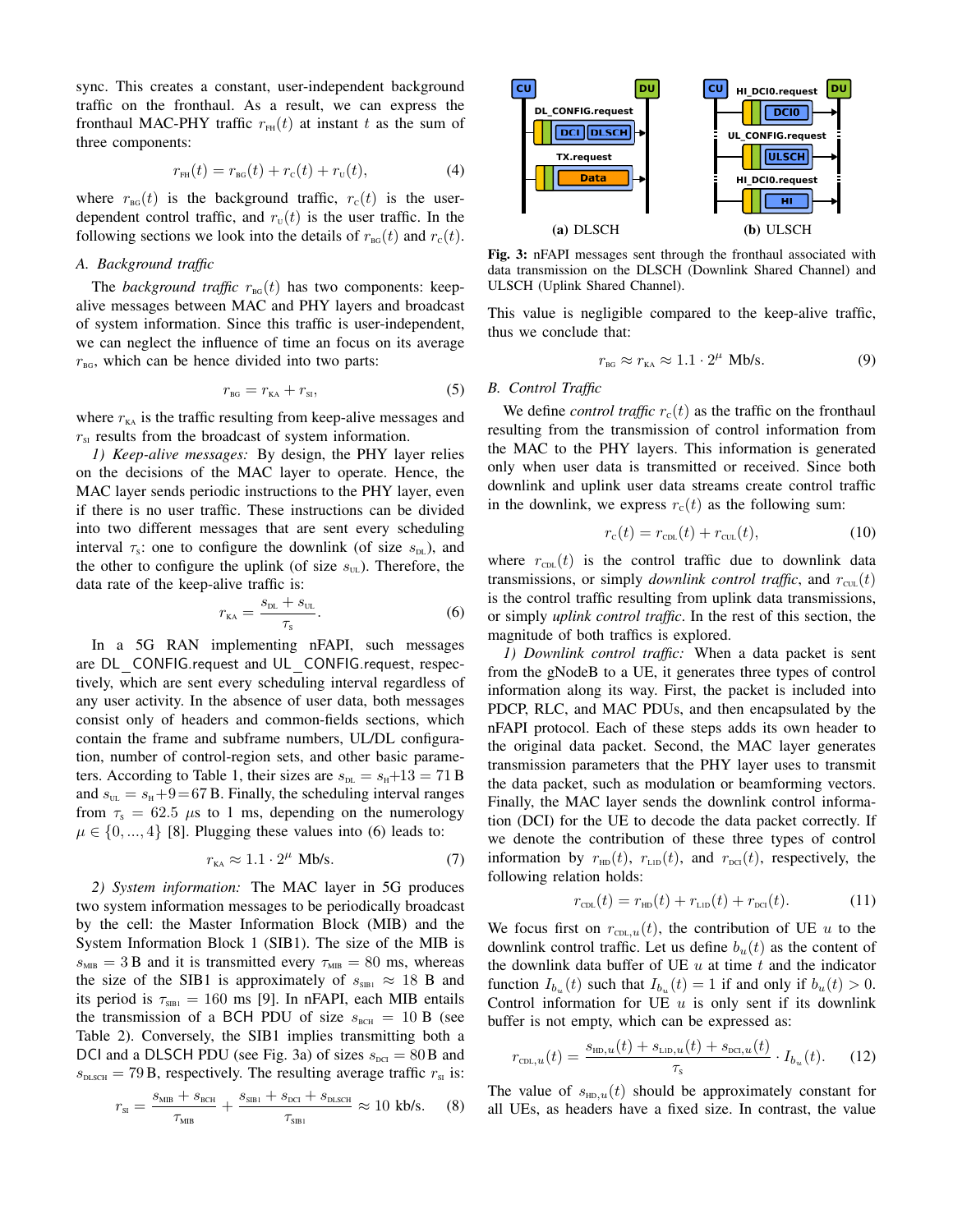sync. This creates a constant, user-independent background traffic on the fronthaul. As a result, we can express the fronthaul MAC-PHY traffic $r_{\text{FH}}(t)$ at instant $t$ as the sum of three components:

$$r_{\text{FH}}(t) = r_{\text{BG}}(t) + r_{\text{C}}(t) + r_{\text{U}}(t), \tag{4}$$

where $r_{\text{BG}}(t)$ is the background traffic, $r_{\text{C}}(t)$ is the user-dependent control traffic, and $r_{\text{U}}(t)$ is the user traffic. In the following sections we look into the details of $r_{\text{BG}}(t)$ and $r_{\text{C}}(t)$.

### A. Background traffic

The *background traffic* $r_{\text{BG}}(t)$ has two components: keep-alive messages between MAC and PHY layers and broadcast of system information. Since this traffic is user-independent, we can neglect the influence of time an focus on its average $r_{\text{BG}}$, which can be hence divided into two parts:

$$r_{\text{BG}} = r_{\text{KA}} + r_{\text{SI}}, \tag{5}$$

where $r_{\text{KA}}$ is the traffic resulting from keep-alive messages and $r_{\text{SI}}$ results from the broadcast of system information.

*1) Keep-alive messages:* By design, the PHY layer relies on the decisions of the MAC layer to operate. Hence, the MAC layer sends periodic instructions to the PHY layer, even if there is no user traffic. These instructions can be divided into two different messages that are sent every scheduling interval $\tau_{\text{S}}$: one to configure the downlink (of size $s_{\text{DL}}$), and the other to configure the uplink (of size $s_{\text{UL}}$). Therefore, the data rate of the keep-alive traffic is:

$$r_{\text{KA}} = \frac{s_{\text{DL}} + s_{\text{UL}}}{\tau_{\text{S}}}. \tag{6}$$

In a 5G RAN implementing nFAPI, such messages are DL_CONFIG.request and UL_CONFIG.request, respectively, which are sent every scheduling interval regardless of any user activity. In the absence of user data, both messages consist only of headers and common-fields sections, which contain the frame and subframe numbers, UL/DL configuration, number of control-region sets, and other basic parameters. According to Table 1, their sizes are $s_{\text{DL}} = s_{\text{H}}{+}13 = 71$ B and $s_{\text{UL}} = s_{\text{H}}{+}9 = 67$ B. Finally, the scheduling interval ranges from $\tau_{\text{S}} = 62.5$ $\mu$s to 1 ms, depending on the numerology $\mu \in \{0, ..., 4\}$ [8]. Plugging these values into (6) leads to:

$$r_{\text{KA}} \approx 1.1 \cdot 2^{\mu} \text{ Mb/s}. \tag{7}$$

*2) System information:* The MAC layer in 5G produces two system information messages to be periodically broadcast by the cell: the Master Information Block (MIB) and the System Information Block 1 (SIB1). The size of the MIB is $s_{\text{MIB}} = 3$ B and it is transmitted every $\tau_{\text{MIB}} = 80$ ms, whereas the size of the SIB1 is approximately of $s_{\text{SIB1}} \approx 18$ B and its period is $\tau_{\text{SIB1}} = 160$ ms [9]. In nFAPI, each MIB entails the transmission of a BCH PDU of size $s_{\text{BCH}} = 10$ B (see Table 2). Conversely, the SIB1 implies transmitting both a DCI and a DLSCH PDU (see Fig. 3a) of sizes $s_{\text{DCI}} = 80$ B and $s_{\text{DLSCH}} = 79$ B, respectively. The resulting average traffic $r_{\text{SI}}$ is:

$$r_{\text{SI}} = \frac{s_{\text{MIB}} + s_{\text{BCH}}}{\tau_{\text{MIB}}} + \frac{s_{\text{SIB1}} + s_{\text{DCI}} + s_{\text{DLSCH}}}{\tau_{\text{SIB1}}} \approx 10 \text{ kb/s}. \tag{8}$$

(a) DLSCH (b) ULSCH

**Fig. 3:** nFAPI messages sent through the fronthaul associated with data transmission on the DLSCH (Downlink Shared Channel) and ULSCH (Uplink Shared Channel).

This value is negligible compared to the keep-alive traffic, thus we conclude that:

$$r_{\text{BG}} \approx r_{\text{KA}} \approx 1.1 \cdot 2^{\mu} \text{ Mb/s}. \tag{9}$$

### B. Control Traffic

We define *control traffic* $r_{\text{C}}(t)$ as the traffic on the fronthaul resulting from the transmission of control information from the MAC to the PHY layers. This information is generated only when user data is transmitted or received. Since both downlink and uplink user data streams create control traffic in the downlink, we express $r_{\text{C}}(t)$ as the following sum:

$$r_{\text{C}}(t) = r_{\text{CDL}}(t) + r_{\text{CUL}}(t), \tag{10}$$

where $r_{\text{CDL}}(t)$ is the control traffic due to downlink data transmissions, or simply *downlink control traffic*, and $r_{\text{CUL}}(t)$ is the control traffic resulting from uplink data transmissions, or simply *uplink control traffic*. In the rest of this section, the magnitude of both traffics is explored.

*1) Downlink control traffic:* When a data packet is sent from the gNodeB to a UE, it generates three types of control information along its way. First, the packet is included into PDCP, RLC, and MAC PDUs, and then encapsulated by the nFAPI protocol. Each of these steps adds its own header to the original data packet. Second, the MAC layer generates transmission parameters that the PHY layer uses to transmit the data packet, such as modulation or beamforming vectors. Finally, the MAC layer sends the downlink control information (DCI) for the UE to decode the data packet correctly. If we denote the contribution of these three types of control information by $r_{\text{HD}}(t)$, $r_{\text{LID}}(t)$, and $r_{\text{DCI}}(t)$, respectively, the following relation holds:

$$r_{\text{CDL}}(t) = r_{\text{HD}}(t) + r_{\text{LID}}(t) + r_{\text{DCI}}(t). \tag{11}$$

We focus first on $r_{\text{CDL},u}(t)$, the contribution of UE $u$ to the downlink control traffic. Let us define $b_u(t)$ as the content of the downlink data buffer of UE $u$ at time $t$ and the indicator function $I_{b_u}(t)$ such that $I_{b_u}(t) = 1$ if and only if $b_u(t) > 0$. Control information for UE $u$ is only sent if its downlink buffer is not empty, which can be expressed as:

$$r_{\text{CDL},u}(t) = \frac{s_{\text{HD},u}(t) + s_{\text{LID},u}(t) + s_{\text{DCI},u}(t)}{\tau_{\text{S}}} \cdot I_{b_u}(t). \tag{12}$$

The value of $s_{\text{HD},u}(t)$ should be approximately constant for all UEs, as headers have a fixed size. In contrast, the value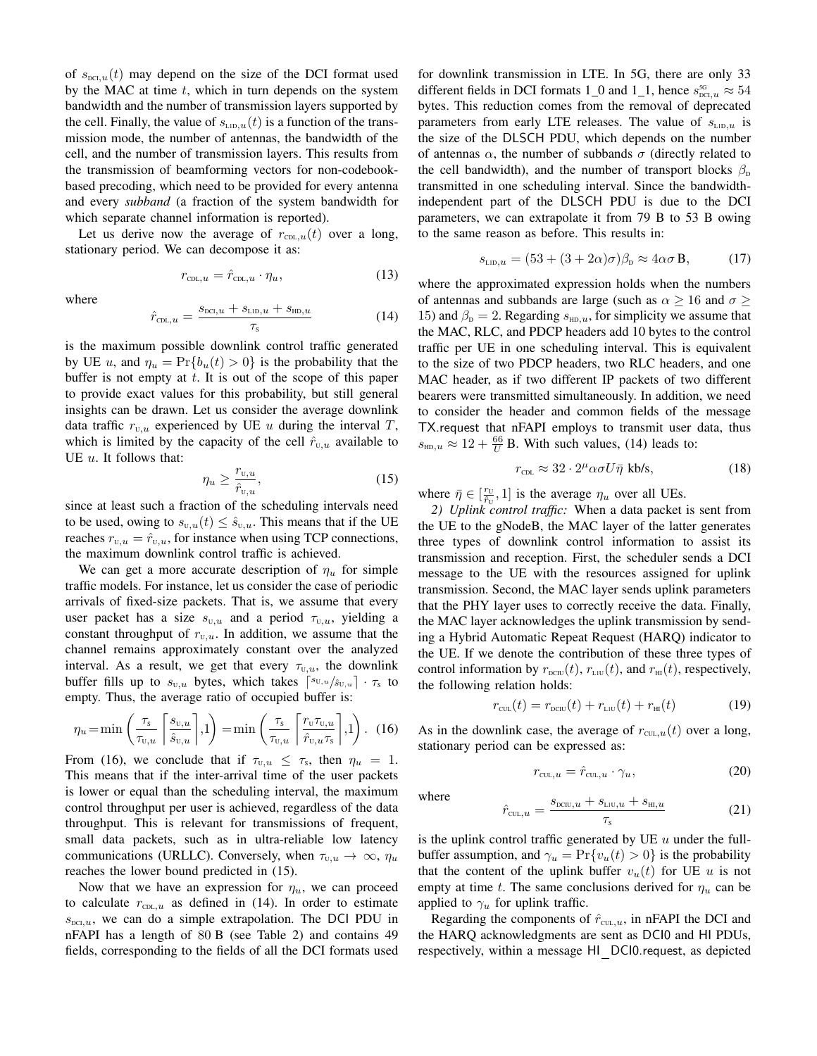of $s_{\text{DCI},u}(t)$ may depend on the size of the DCI format used by the MAC at time $t$, which in turn depends on the system bandwidth and the number of transmission layers supported by the cell. Finally, the value of $s_{\text{L1D},u}(t)$ is a function of the transmission mode, the number of antennas, the bandwidth of the cell, and the number of transmission layers. This results from the transmission of beamforming vectors for non-codebook-based precoding, which need to be provided for every antenna and every *subband* (a fraction of the system bandwidth for which separate channel information is reported).

Let us derive now the average of $r_{\text{CDL},u}(t)$ over a long, stationary period. We can decompose it as:

$$r_{\text{CDL},u} = \hat{r}_{\text{CDL},u} \cdot \eta_u, \tag{13}$$

where

$$\hat{r}_{\text{CDL},u} = \frac{s_{\text{DCI},u} + s_{\text{L1D},u} + s_{\text{HD},u}}{\tau_{\text{S}}} \tag{14}$$

is the maximum possible downlink control traffic generated by UE $u$, and $\eta_u = \Pr\{b_u(t) > 0\}$ is the probability that the buffer is not empty at $t$. It is out of the scope of this paper to provide exact values for this probability, but still general insights can be drawn. Let us consider the average downlink data traffic $r_{\text{U},u}$ experienced by UE $u$ during the interval $T$, which is limited by the capacity of the cell $\hat{r}_{\text{U},u}$ available to UE $u$. It follows that:

$$\eta_u \geq \frac{r_{\text{U},u}}{\hat{r}_{\text{U},u}}, \tag{15}$$

since at least such a fraction of the scheduling intervals need to be used, owing to $s_{\text{U},u}(t) \leq \hat{s}_{\text{U},u}$. This means that if the UE reaches $r_{\text{U},u} = \hat{r}_{\text{U},u}$, for instance when using TCP connections, the maximum downlink control traffic is achieved.

We can get a more accurate description of $\eta_u$ for simple traffic models. For instance, let us consider the case of periodic arrivals of fixed-size packets. That is, we assume that every user packet has a size $s_{\text{U},u}$ and a period $\tau_{\text{U},u}$, yielding a constant throughput of $r_{\text{U},u}$. In addition, we assume that the channel remains approximately constant over the analyzed interval. As a result, we get that every $\tau_{\text{U},u}$, the downlink buffer fills up to $s_{\text{U},u}$ bytes, which takes $\lceil s_{\text{U},u}/\hat{s}_{\text{U},u} \rceil \cdot \tau_{\text{S}}$ to empty. Thus, the average ratio of occupied buffer is:

$$\eta_u = \min\left(\frac{\tau_{\text{S}}}{\tau_{\text{U},u}}\left\lceil\frac{s_{\text{U},u}}{\hat{s}_{\text{U},u}}\right\rceil, 1\right) = \min\left(\frac{\tau_{\text{S}}}{\tau_{\text{U},u}}\left\lceil\frac{r_{\text{U}}\tau_{\text{U},u}}{\hat{r}_{\text{U},u}\tau_{\text{S}}}\right\rceil, 1\right). \tag{16}$$

From (16), we conclude that if $\tau_{\text{U},u} \leq \tau_{\text{S}}$, then $\eta_u = 1$. This means that if the inter-arrival time of the user packets is lower or equal than the scheduling interval, the maximum control throughput per user is achieved, regardless of the data throughput. This is relevant for transmissions of frequent, small data packets, such as in ultra-reliable low latency communications (URLLC). Conversely, when $\tau_{\text{U},u} \to \infty$, $\eta_u$ reaches the lower bound predicted in (15).

Now that we have an expression for $\eta_u$, we can proceed to calculate $r_{\text{CDL},u}$ as defined in (14). In order to estimate $s_{\text{DCI},u}$, we can do a simple extrapolation. The DCI PDU in nFAPI has a length of 80 B (see Table 2) and contains 49 fields, corresponding to the fields of all the DCI formats used for downlink transmission in LTE. In 5G, there are only 33 different fields in DCI formats 1_0 and 1_1, hence $s^{\text{5G}}_{\text{DCI},u} \approx 54$ bytes. This reduction comes from the removal of deprecated parameters from early LTE releases. The value of $s_{\text{L1D},u}$ is the size of the DLSCH PDU, which depends on the number of antennas $\alpha$, the number of subbands $\sigma$ (directly related to the cell bandwidth), and the number of transport blocks $\beta_{\text{D}}$ transmitted in one scheduling interval. Since the bandwidth-independent part of the DLSCH PDU is due to the DCI parameters, we can extrapolate it from 79 B to 53 B owing to the same reason as before. This results in:

$$s_{\text{L1D},u} = (53 + (3 + 2\alpha)\sigma)\beta_{\text{D}} \approx 4\alpha\sigma \text{ B}, \tag{17}$$

where the approximated expression holds when the numbers of antennas and subbands are large (such as $\alpha \geq 16$ and $\sigma \geq 15$) and $\beta_{\text{D}} = 2$. Regarding $s_{\text{HD},u}$, for simplicity we assume that the MAC, RLC, and PDCP headers add 10 bytes to the control traffic per UE in one scheduling interval. This is equivalent to the size of two PDCP headers, two RLC headers, and one MAC header, as if two different IP packets of two different bearers were transmitted simultaneously. In addition, we need to consider the header and common fields of the message TX.request that nFAPI employs to transmit user data, thus $s_{\text{HD},u} \approx 12 + \frac{66}{U}$ B. With such values, (14) leads to:

$$r_{\text{CDL}} \approx 32 \cdot 2^{\mu}\alpha\sigma U\bar{\eta} \text{ kb/s}, \tag{18}$$

where $\bar{\eta} \in [\frac{r_{\text{U}}}{\hat{r}_{\text{U}}}, 1]$ is the average $\eta_u$ over all UEs.

*2) Uplink control traffic:* When a data packet is sent from the UE to the gNodeB, the MAC layer of the latter generates three types of downlink control information to assist its transmission and reception. First, the scheduler sends a DCI message to the UE with the resources assigned for uplink transmission. Second, the MAC layer sends uplink parameters that the PHY layer uses to correctly receive the data. Finally, the MAC layer acknowledges the uplink transmission by sending a Hybrid Automatic Repeat Request (HARQ) indicator to the UE. If we denote the contribution of these three types of control information by $r_{\text{DCIU}}(t)$, $r_{\text{L1U}}(t)$, and $r_{\text{HI}}(t)$, respectively, the following relation holds:

$$r_{\text{CUL}}(t) = r_{\text{DCIU}}(t) + r_{\text{L1U}}(t) + r_{\text{HI}}(t) \tag{19}$$

As in the downlink case, the average of $r_{\text{CUL},u}(t)$ over a long, stationary period can be expressed as:

$$r_{\text{CUL},u} = \hat{r}_{\text{CUL},u} \cdot \gamma_u, \tag{20}$$

where

$$\hat{r}_{\text{CUL},u} = \frac{s_{\text{DCIU},u} + s_{\text{L1U},u} + s_{\text{HI},u}}{\tau_{\text{S}}} \tag{21}$$

is the uplink control traffic generated by UE $u$ under the full-buffer assumption, and $\gamma_u = \Pr\{v_u(t) > 0\}$ is the probability that the content of the uplink buffer $v_u(t)$ for UE $u$ is not empty at time $t$. The same conclusions derived for $\eta_u$ can be applied to $\gamma_u$ for uplink traffic.

Regarding the components of $\hat{r}_{\text{CUL},u}$, in nFAPI the DCI and the HARQ acknowledgments are sent as DCI0 and HI PDUs, respectively, within a message HI_DCI0.request, as depicted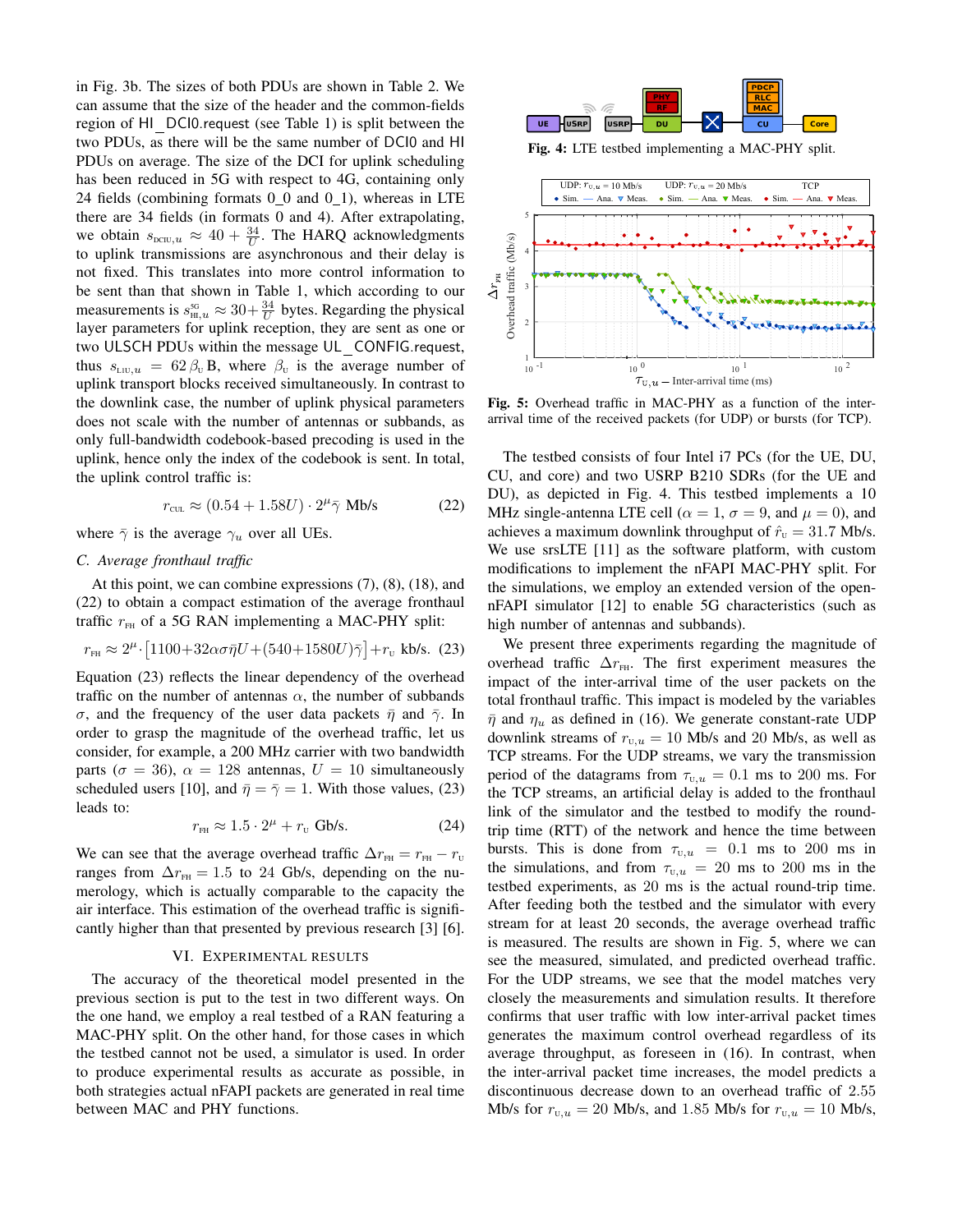in Fig. 3b. The sizes of both PDUs are shown in Table 2. We can assume that the size of the header and the common-fields region of HI_DCI0.request (see Table 1) is split between the two PDUs, as there will be the same number of DCI0 and HI PDUs on average. The size of the DCI for uplink scheduling has been reduced in 5G with respect to 4G, containing only 24 fields (combining formats 0_0 and 0_1), whereas in LTE there are 34 fields (in formats 0 and 4). After extrapolating, we obtain $s_{\text{DCIU},u} \approx 40 + \frac{34}{U}$. The HARQ acknowledgments to uplink transmissions are asynchronous and their delay is not fixed. This translates into more control information to be sent than that shown in Table 1, which according to our measurements is $s^{5G}_{\text{HI},u} \approx 30 + \frac{34}{U}$ bytes. Regarding the physical layer parameters for uplink reception, they are sent as one or two ULSCH PDUs within the message UL_CONFIG.request, thus $s_{\text{L1U},u} = 62\,\beta_{\text{U}}$ B, where $\beta_{\text{U}}$ is the average number of uplink transport blocks received simultaneously. In contrast to the downlink case, the number of uplink physical parameters does not scale with the number of antennas or subbands, as only full-bandwidth codebook-based precoding is used in the uplink, hence only the index of the codebook is sent. In total, the uplink control traffic is:

$$r_{\text{CUL}} \approx (0.54 + 1.58U) \cdot 2^{\mu} \bar{\gamma} \text{ Mb/s} \tag{22}$$

where $\bar{\gamma}$ is the average $\gamma_u$ over all UEs.

### C. Average fronthaul traffic

At this point, we can combine expressions (7), (8), (18), and (22) to obtain a compact estimation of the average fronthaul traffic $r_{\text{FH}}$ of a 5G RAN implementing a MAC-PHY split:

$$r_{\text{FH}} \approx 2^{\mu} \cdot \left[1100 + 32\alpha\sigma\bar{\eta}U + (540 + 1580U)\bar{\gamma}\right] + r_{\text{U}} \text{ kb/s.} \tag{23}$$

Equation (23) reflects the linear dependency of the overhead traffic on the number of antennas $\alpha$, the number of subbands $\sigma$, and the frequency of the user data packets $\bar{\eta}$ and $\bar{\gamma}$. In order to grasp the magnitude of the overhead traffic, let us consider, for example, a 200 MHz carrier with two bandwidth parts ($\sigma = 36$), $\alpha = 128$ antennas, $U = 10$ simultaneously scheduled users [10], and $\bar{\eta} = \bar{\gamma} = 1$. With those values, (23) leads to:

$$r_{\text{FH}} \approx 1.5 \cdot 2^{\mu} + r_{\text{U}} \text{ Gb/s.} \tag{24}$$

We can see that the average overhead traffic $\Delta r_{\text{FH}} = r_{\text{FH}} - r_{\text{U}}$ ranges from $\Delta r_{\text{FH}} = 1.5$ to 24 Gb/s, depending on the numerology, which is actually comparable to the capacity the air interface. This estimation of the overhead traffic is significantly higher than that presented by previous research [3] [6].

## VI. Experimental Results

The accuracy of the theoretical model presented in the previous section is put to the test in two different ways. On the one hand, we employ a real testbed of a RAN featuring a MAC-PHY split. On the other hand, for those cases in which the testbed cannot not be used, a simulator is used. In order to produce experimental results as accurate as possible, in both strategies actual nFAPI packets are generated in real time between MAC and PHY functions.

**Fig. 4:** LTE testbed implementing a MAC-PHY split.

**Fig. 5:** Overhead traffic in MAC-PHY as a function of the inter-arrival time of the received packets (for UDP) or bursts (for TCP).

The testbed consists of four Intel i7 PCs (for the UE, DU, CU, and core) and two USRP B210 SDRs (for the UE and DU), as depicted in Fig. 4. This testbed implements a 10 MHz single-antenna LTE cell ($\alpha = 1$, $\sigma = 9$, and $\mu = 0$), and achieves a maximum downlink throughput of $\hat{r}_{\text{U}} = 31.7$ Mb/s. We use srsLTE [11] as the software platform, with custom modifications to implement the nFAPI MAC-PHY split. For the simulations, we employ an extended version of the open-nFAPI simulator [12] to enable 5G characteristics (such as high number of antennas and subbands).

We present three experiments regarding the magnitude of overhead traffic $\Delta r_{\text{FH}}$. The first experiment measures the impact of the inter-arrival time of the user packets on the total fronthaul traffic. This impact is modeled by the variables $\bar{\eta}$ and $\eta_u$ as defined in (16). We generate constant-rate UDP downlink streams of $r_{\text{U},u} = 10$ Mb/s and 20 Mb/s, as well as TCP streams. For the UDP streams, we vary the transmission period of the datagrams from $\tau_{\text{U},u} = 0.1$ ms to 200 ms. For the TCP streams, an artificial delay is added to the fronthaul link of the simulator and the testbed to modify the round-trip time (RTT) of the network and hence the time between bursts. This is done from $\tau_{\text{U},u} = 0.1$ ms to 200 ms in the simulations, and from $\tau_{\text{U},u} = 20$ ms to 200 ms in the testbed experiments, as 20 ms is the actual round-trip time. After feeding both the testbed and the simulator with every stream for at least 20 seconds, the average overhead traffic is measured. The results are shown in Fig. 5, where we can see the measured, simulated, and predicted overhead traffic. For the UDP streams, we see that the model matches very closely the measurements and simulation results. It therefore confirms that user traffic with low inter-arrival packet times generates the maximum control overhead regardless of its average throughput, as foreseen in (16). In contrast, when the inter-arrival packet time increases, the model predicts a discontinuous decrease down to an overhead traffic of 2.55 Mb/s for $r_{\text{U},u} = 20$ Mb/s, and 1.85 Mb/s for $r_{\text{U},u} = 10$ Mb/s,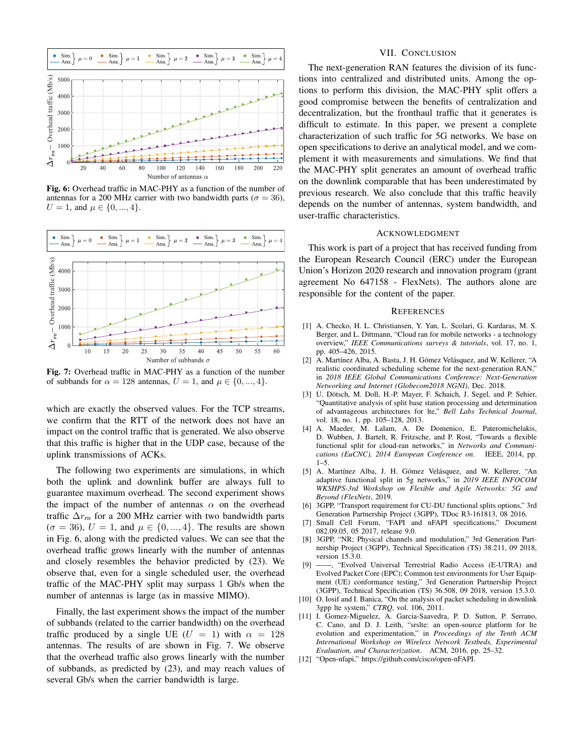Sim. Ana. $\mu = 0$ Sim. Ana. $\mu = 1$ Sim. Ana. $\mu = 2$ Sim. Ana. $\mu = 3$ Sim. Ana. $\mu = 4$

$\Delta r_{\text{FH}}$ – Overhead traffic (Mb/s)

5000
4000
3000
2000
1000
0

20 40 60 80 100 120 140 160 180 200 220

Number of antennas $\alpha$

**Fig. 6:** Overhead traffic in MAC-PHY as a function of the number of antennas for a 200 MHz carrier with two bandwidth parts ($\sigma = 36$), $U = 1$, and $\mu \in \{0, ..., 4\}$.

Sim. Ana. $\mu = 0$ Sim. Ana. $\mu = 1$ Sim. Ana. $\mu = 2$ Sim. Ana. $\mu = 3$ Sim. Ana. $\mu = 4$

$\Delta r_{\text{FH}}$ – Overhead traffic (Mb/s)

4000
3000
2000
1000
0

10 15 20 25 30 35 40 45 50 55 60

Number of subbands $\sigma$

**Fig. 7:** Overhead traffic in MAC-PHY as a function of the number of subbands for $\alpha = 128$ antennas, $U = 1$, and $\mu \in \{0, ..., 4\}$.

which are exactly the observed values. For the TCP streams, we confirm that the RTT of the network does not have an impact on the control traffic that is generated. We also observe that this traffic is higher that in the UDP case, because of the uplink transmissions of ACKs.

The following two experiments are simulations, in which both the uplink and downlink buffer are always full to guarantee maximum overhead. The second experiment shows the impact of the number of antennas $\alpha$ on the overhead traffic $\Delta r_{\text{FH}}$ for a 200 MHz carrier with two bandwidth parts ($\sigma = 36$), $U = 1$, and $\mu \in \{0, ..., 4\}$. The results are shown in Fig. 6, along with the predicted values. We can see that the overhead traffic grows linearly with the number of antennas and closely resembles the behavior predicted by (23). We observe that, even for a single scheduled user, the overhead traffic of the MAC-PHY split may surpass 1 Gb/s when the number of antennas is large (as in massive MIMO).

Finally, the last experiment shows the impact of the number of subbands (related to the carrier bandwidth) on the overhead traffic produced by a single UE ($U = 1$) with $\alpha = 128$ antennas. The results of are shown in Fig. 7. We observe that the overhead traffic also grows linearly with the number of subbands, as predicted by (23), and may reach values of several Gb/s when the carrier bandwidth is large.

## VII. Conclusion

The next-generation RAN features the division of its functions into centralized and distributed units. Among the options to perform this division, the MAC-PHY split offers a good compromise between the benefits of centralization and decentralization, but the fronthaul traffic that it generates is difficult to estimate. In this paper, we present a complete characterization of such traffic for 5G networks. We base on open specifications to derive an analytical model, and we complement it with measurements and simulations. We find that the MAC-PHY split generates an amount of overhead traffic on the downlink comparable that has been underestimated by previous research. We also conclude that this traffic heavily depends on the number of antennas, system bandwidth, and user-traffic characteristics.

## Acknowledgment

This work is part of a project that has received funding from the European Research Council (ERC) under the European Union's Horizon 2020 research and innovation program (grant agreement No 647158 - FlexNets). The authors alone are responsible for the content of the paper.

## References

[1] A. Checko, H. L. Christiansen, Y. Yan, L. Scolari, G. Kardaras, M. S. Berger, and L. Dittmann, "Cloud ran for mobile networks - a technology overview," *IEEE Communications surveys & tutorials*, vol. 17, no. 1, pp. 405–426, 2015.

[2] A. Martínez Alba, A. Basta, J. H. Gómez Velásquez, and W. Kellerer, "A realistic coordinated scheduling scheme for the next-generation RAN," in *2018 IEEE Global Communications Conference: Next-Generation Networking and Internet (Globecom2018 NGNI)*, Dec. 2018.

[3] U. Dötsch, M. Doll, H.-P. Mayer, F. Schaich, J. Segel, and P. Sehier, "Quantitative analysis of split base station processing and determination of advantageous architectures for lte," *Bell Labs Technical Journal*, vol. 18, no. 1, pp. 105–128, 2013.

[4] A. Maeder, M. Lalam, A. De Domenico, E. Pateromichelakis, D. Wubben, J. Bartelt, R. Fritzsche, and P. Rost, "Towards a flexible functional split for cloud-ran networks," in *Networks and Communications (EuCNC), 2014 European Conference on*. IEEE, 2014, pp. 1–5.

[5] A. Martínez Alba, J. H. Gómez Velásquez, and W. Kellerer, "An adaptive functional split in 5g networks," in *2019 IEEE INFOCOM WKSHPS-3rd Workshop on Flexible and Agile Networks: 5G and Beyond (FlexNets)*, 2019.

[6] 3GPP, "Transport requirement for CU-DU functional splits options," 3rd Generation Partnership Project (3GPP), TDoc R3-161813, 08 2016.

[7] Small Cell Forum, "FAPI and nFAPI specifications," Document 082.09.05, 05 2017, release 9.0.

[8] 3GPP, "NR; Physical channels and modulation," 3rd Generation Partnership Project (3GPP), Technical Specification (TS) 38.211, 09 2018, version 15.3.0.

[9] ——, "Evolved Universal Terrestrial Radio Access (E-UTRA) and Evolved Packet Core (EPC); Common test environments for User Equipment (UE) conformance testing," 3rd Generation Partnership Project (3GPP), Technical Specification (TS) 36.508, 09 2018, version 15.3.0.

[10] O. Iosif and I. Banica, "On the analysis of packet scheduling in downlink 3gpp lte system," *CTRQ*, vol. 106, 2011.

[11] I. Gomez-Miguelez, A. Garcia-Saavedra, P. D. Sutton, P. Serrano, C. Cano, and D. J. Leith, "srslte: an open-source platform for lte evolution and experimentation," in *Proceedings of the Tenth ACM International Workshop on Wireless Network Testbeds, Experimental Evaluation, and Characterization*. ACM, 2016, pp. 25–32.

[12] "Open-nfapi," https://github.com/cisco/open-nFAPI.